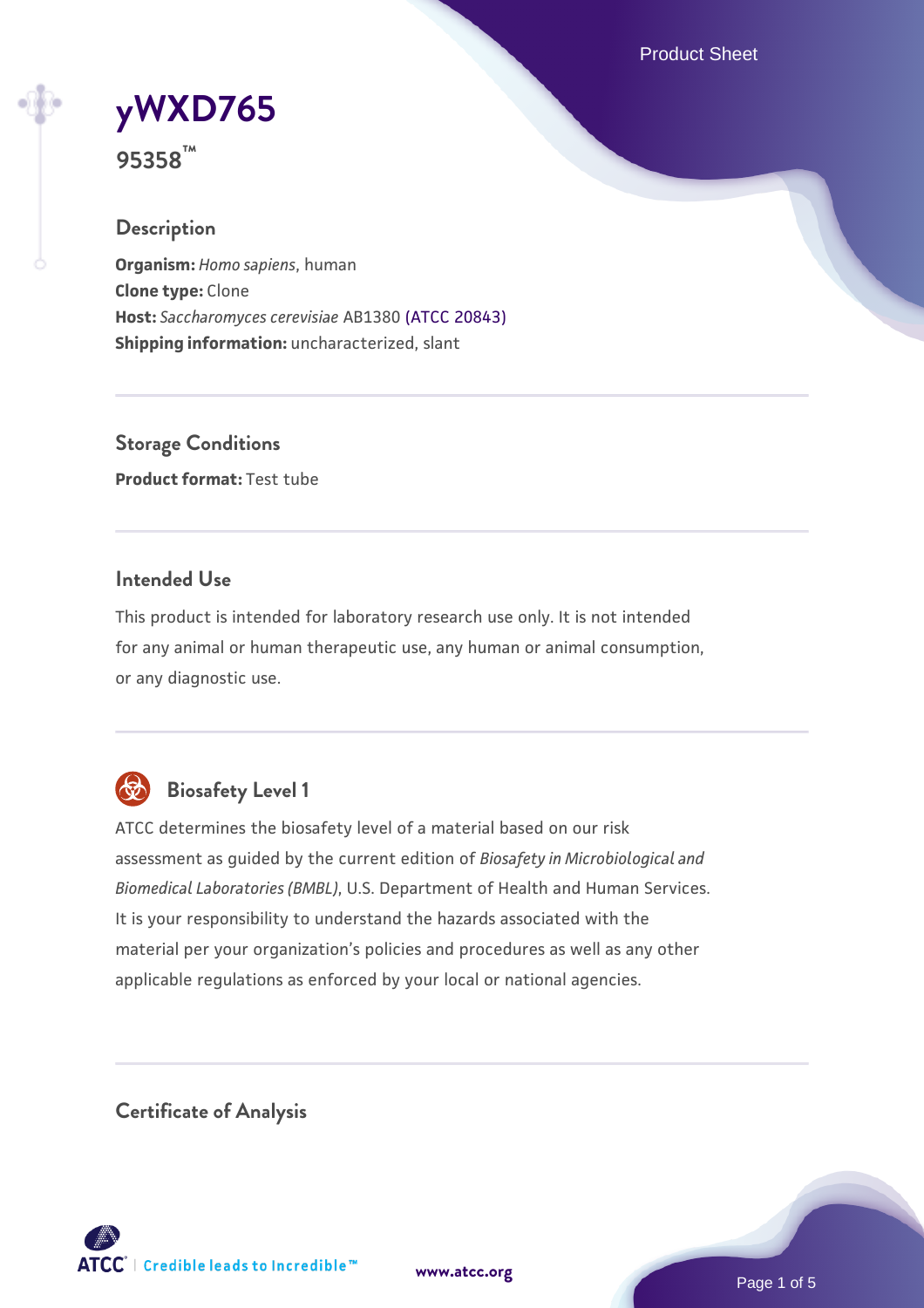# yWXD765

**95358™**

## Description

**Organism:** *Homo sapiens*, human
**Clone type:** Clone
**Host:** *Saccharomyces cerevisiae* AB1380 (ATCC 20843)
**Shipping information:** uncharacterized, slant

## Storage Conditions

**Product format:** Test tube

## Intended Use

This product is intended for laboratory research use only. It is not intended for any animal or human therapeutic use, any human or animal consumption, or any diagnostic use.

## Biosafety Level 1

ATCC determines the biosafety level of a material based on our risk assessment as guided by the current edition of *Biosafety in Microbiological and Biomedical Laboratories (BMBL)*, U.S. Department of Health and Human Services. It is your responsibility to understand the hazards associated with the material per your organization's policies and procedures as well as any other applicable regulations as enforced by your local or national agencies.

## Certificate of Analysis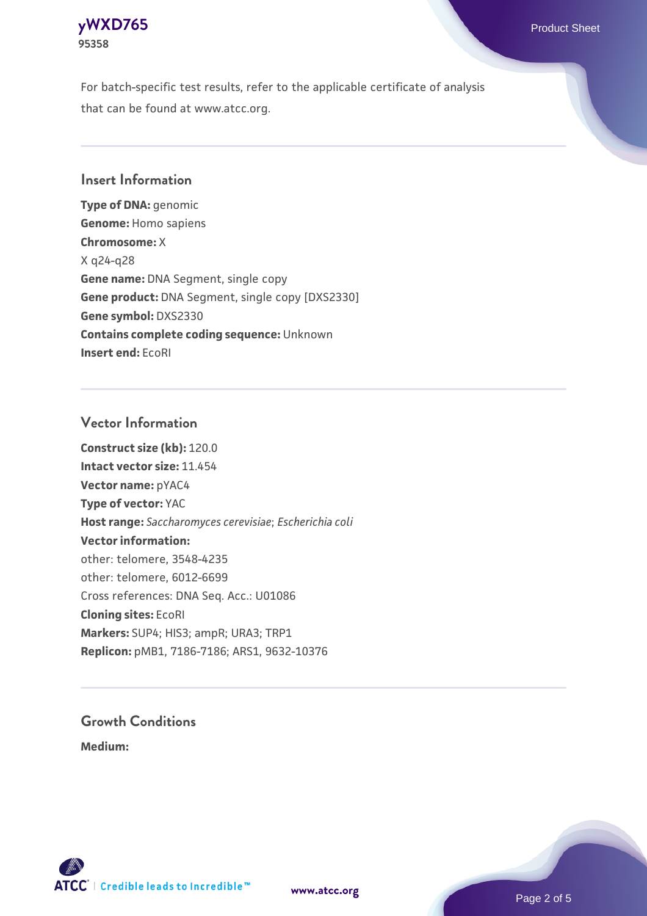For batch-specific test results, refer to the applicable certificate of analysis that can be found at www.atcc.org.

## Insert Information

**Type of DNA:** genomic
**Genome:** Homo sapiens
**Chromosome:** X
X q24-q28
**Gene name:** DNA Segment, single copy
**Gene product:** DNA Segment, single copy [DXS2330]
**Gene symbol:** DXS2330
**Contains complete coding sequence:** Unknown
**Insert end:** EcoRI

## Vector Information

**Construct size (kb):** 120.0
**Intact vector size:** 11.454
**Vector name:** pYAC4
**Type of vector:** YAC
**Host range:** *Saccharomyces cerevisiae*; *Escherichia coli*
**Vector information:**
other: telomere, 3548-4235
other: telomere, 6012-6699
Cross references: DNA Seq. Acc.: U01086
**Cloning sites:** EcoRI
**Markers:** SUP4; HIS3; ampR; URA3; TRP1
**Replicon:** pMB1, 7186-7186; ARS1, 9632-10376

## Growth Conditions

**Medium:**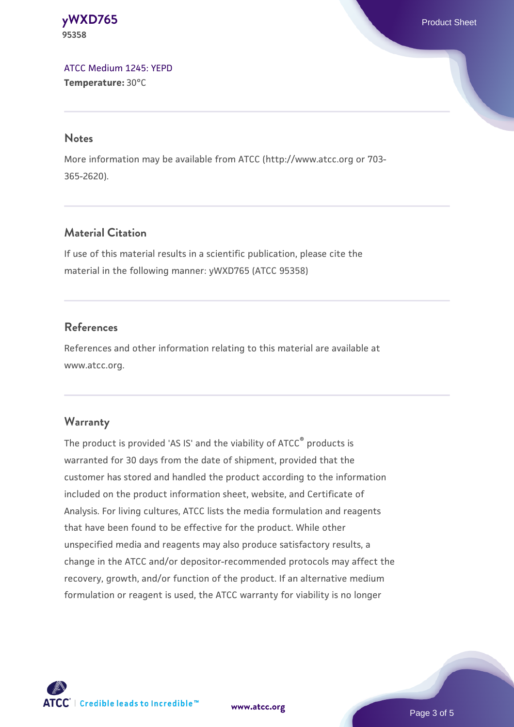ATCC Medium 1245: YEPD
**Temperature:** 30°C

## Notes

More information may be available from ATCC (http://www.atcc.org or 703-365-2620).

## Material Citation

If use of this material results in a scientific publication, please cite the material in the following manner: yWXD765 (ATCC 95358)

## References

References and other information relating to this material are available at www.atcc.org.

## Warranty

The product is provided 'AS IS' and the viability of ATCC® products is warranted for 30 days from the date of shipment, provided that the customer has stored and handled the product according to the information included on the product information sheet, website, and Certificate of Analysis. For living cultures, ATCC lists the media formulation and reagents that have been found to be effective for the product. While other unspecified media and reagents may also produce satisfactory results, a change in the ATCC and/or depositor-recommended protocols may affect the recovery, growth, and/or function of the product. If an alternative medium formulation or reagent is used, the ATCC warranty for viability is no longer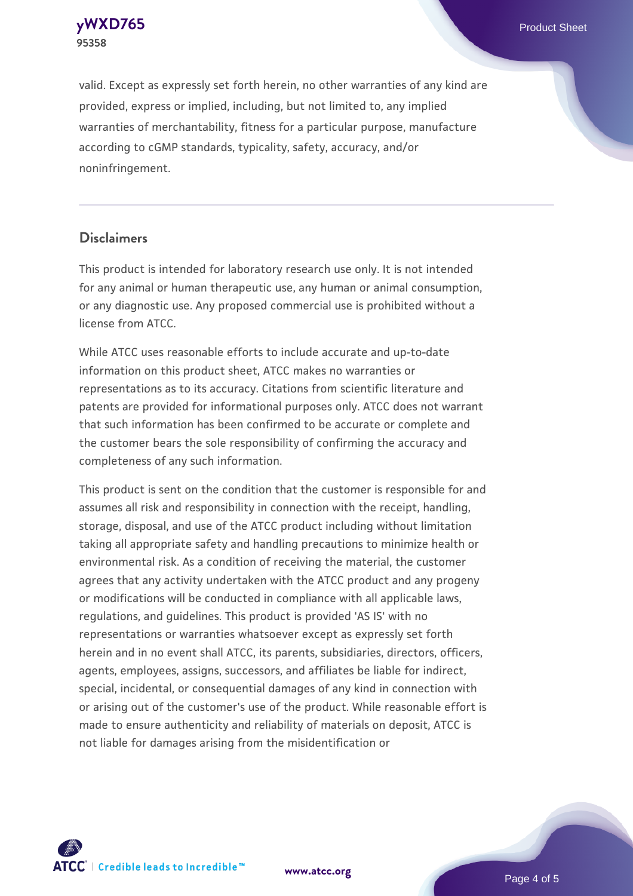valid. Except as expressly set forth herein, no other warranties of any kind are provided, express or implied, including, but not limited to, any implied warranties of merchantability, fitness for a particular purpose, manufacture according to cGMP standards, typicality, safety, accuracy, and/or noninfringement.

## Disclaimers

This product is intended for laboratory research use only. It is not intended for any animal or human therapeutic use, any human or animal consumption, or any diagnostic use. Any proposed commercial use is prohibited without a license from ATCC.

While ATCC uses reasonable efforts to include accurate and up-to-date information on this product sheet, ATCC makes no warranties or representations as to its accuracy. Citations from scientific literature and patents are provided for informational purposes only. ATCC does not warrant that such information has been confirmed to be accurate or complete and the customer bears the sole responsibility of confirming the accuracy and completeness of any such information.

This product is sent on the condition that the customer is responsible for and assumes all risk and responsibility in connection with the receipt, handling, storage, disposal, and use of the ATCC product including without limitation taking all appropriate safety and handling precautions to minimize health or environmental risk. As a condition of receiving the material, the customer agrees that any activity undertaken with the ATCC product and any progeny or modifications will be conducted in compliance with all applicable laws, regulations, and guidelines. This product is provided 'AS IS' with no representations or warranties whatsoever except as expressly set forth herein and in no event shall ATCC, its parents, subsidiaries, directors, officers, agents, employees, assigns, successors, and affiliates be liable for indirect, special, incidental, or consequential damages of any kind in connection with or arising out of the customer's use of the product. While reasonable effort is made to ensure authenticity and reliability of materials on deposit, ATCC is not liable for damages arising from the misidentification or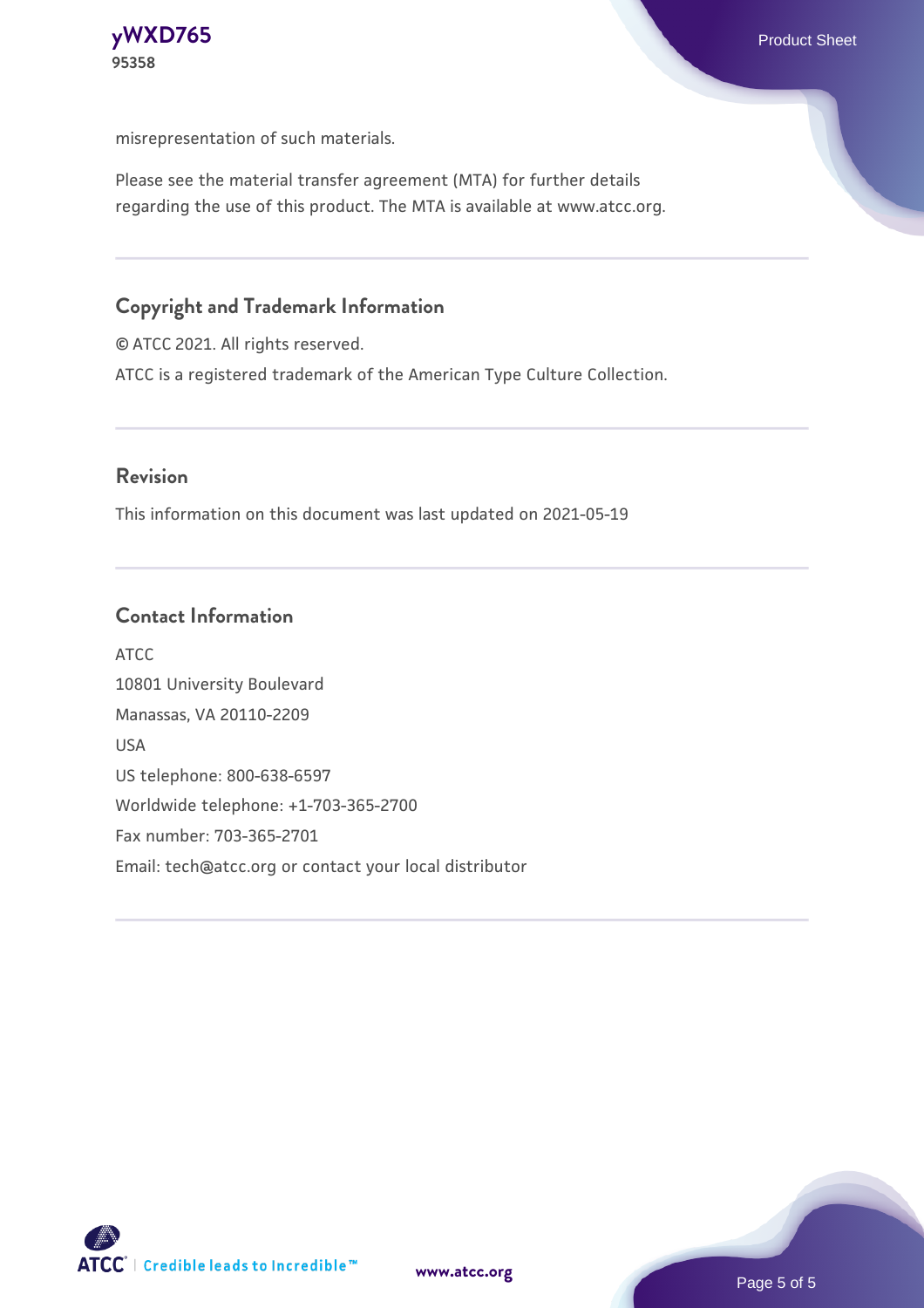misrepresentation of such materials.

Please see the material transfer agreement (MTA) for further details regarding the use of this product. The MTA is available at www.atcc.org.

## Copyright and Trademark Information

© ATCC 2021. All rights reserved.

ATCC is a registered trademark of the American Type Culture Collection.

## Revision

This information on this document was last updated on 2021-05-19

## Contact Information

ATCC
10801 University Boulevard
Manassas, VA 20110-2209
USA
US telephone: 800-638-6597
Worldwide telephone: +1-703-365-2700
Fax number: 703-365-2701
Email: tech@atcc.org or contact your local distributor